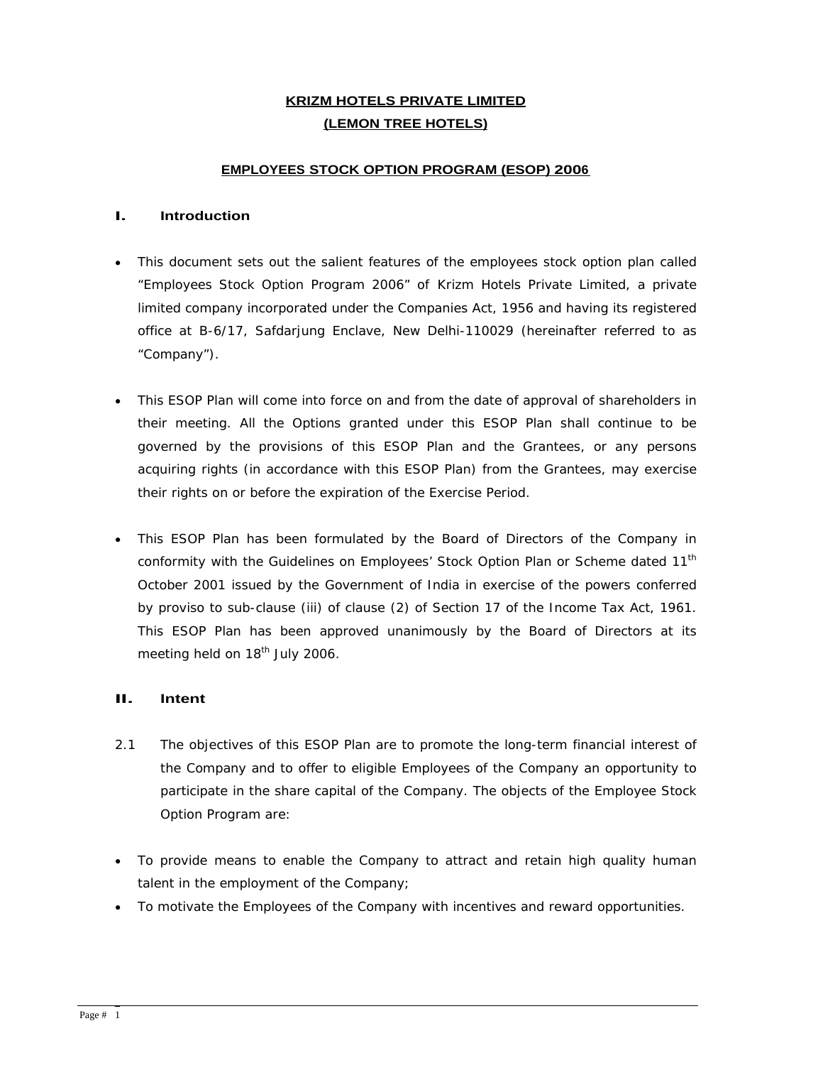# KRIZM HOTELS PRIVATE LIMITED
# (LEMON TREE HOTELS)

## EMPLOYEES STOCK OPTION PROGRAM (ESOP) 2006

### I. Introduction

- This document sets out the salient features of the employees stock option plan called "Employees Stock Option Program 2006" of Krizm Hotels Private Limited, a private limited company incorporated under the Companies Act, 1956 and having its registered office at B-6/17, Safdarjung Enclave, New Delhi-110029 (hereinafter referred to as "Company").

- This ESOP Plan will come into force on and from the date of approval of shareholders in their meeting. All the Options granted under this ESOP Plan shall continue to be governed by the provisions of this ESOP Plan and the Grantees, or any persons acquiring rights (in accordance with this ESOP Plan) from the Grantees, may exercise their rights on or before the expiration of the Exercise Period.

- This ESOP Plan has been formulated by the Board of Directors of the Company in conformity with the Guidelines on Employees' Stock Option Plan or Scheme dated 11th October 2001 issued by the Government of India in exercise of the powers conferred by proviso to sub-clause (iii) of clause (2) of Section 17 of the Income Tax Act, 1961. This ESOP Plan has been approved unanimously by the Board of Directors at its meeting held on 18th July 2006.

### II. Intent

2.1 The objectives of this ESOP Plan are to promote the long-term financial interest of the Company and to offer to eligible Employees of the Company an opportunity to participate in the share capital of the Company. The objects of the Employee Stock Option Program are:

- To provide means to enable the Company to attract and retain high quality human talent in the employment of the Company;
- To motivate the Employees of the Company with incentives and reward opportunities.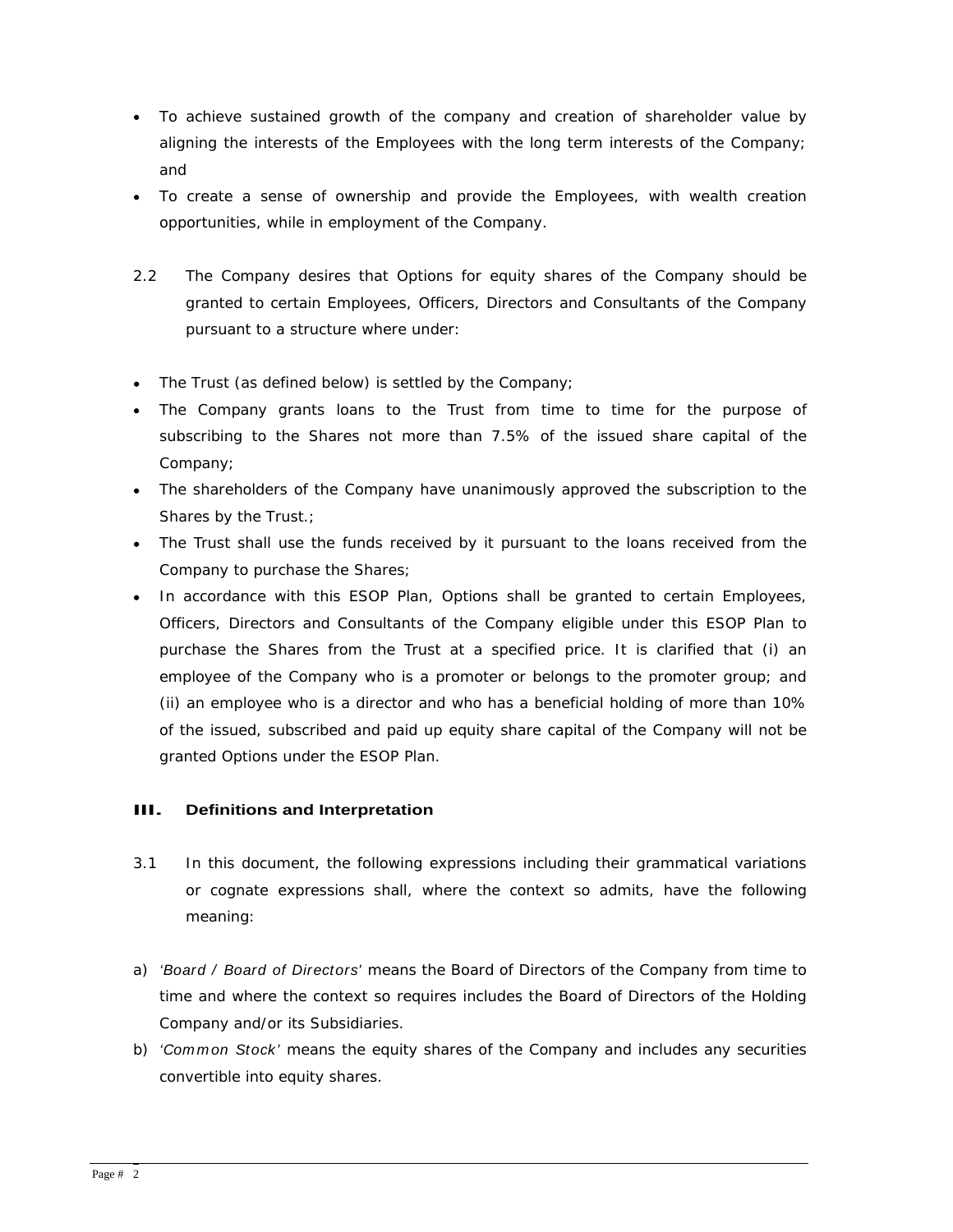- To achieve sustained growth of the company and creation of shareholder value by aligning the interests of the Employees with the long term interests of the Company; and
- To create a sense of ownership and provide the Employees, with wealth creation opportunities, while in employment of the Company.

2.2 The Company desires that Options for equity shares of the Company should be granted to certain Employees, Officers, Directors and Consultants of the Company pursuant to a structure where under:

- The Trust (as defined below) is settled by the Company;
- The Company grants loans to the Trust from time to time for the purpose of subscribing to the Shares not more than 7.5% of the issued share capital of the Company;
- The shareholders of the Company have unanimously approved the subscription to the Shares by the Trust.;
- The Trust shall use the funds received by it pursuant to the loans received from the Company to purchase the Shares;
- In accordance with this ESOP Plan, Options shall be granted to certain Employees, Officers, Directors and Consultants of the Company eligible under this ESOP Plan to purchase the Shares from the Trust at a specified price. It is clarified that (i) an employee of the Company who is a promoter or belongs to the promoter group; and (ii) an employee who is a director and who has a beneficial holding of more than 10% of the issued, subscribed and paid up equity share capital of the Company will not be granted Options under the ESOP Plan.

## III. Definitions and Interpretation

3.1 In this document, the following expressions including their grammatical variations or cognate expressions shall, where the context so admits, have the following meaning:

a) *'Board / Board of Directors'* means the Board of Directors of the Company from time to time and where the context so requires includes the Board of Directors of the Holding Company and/or its Subsidiaries.

b) *'Common Stock'* means the equity shares of the Company and includes any securities convertible into equity shares.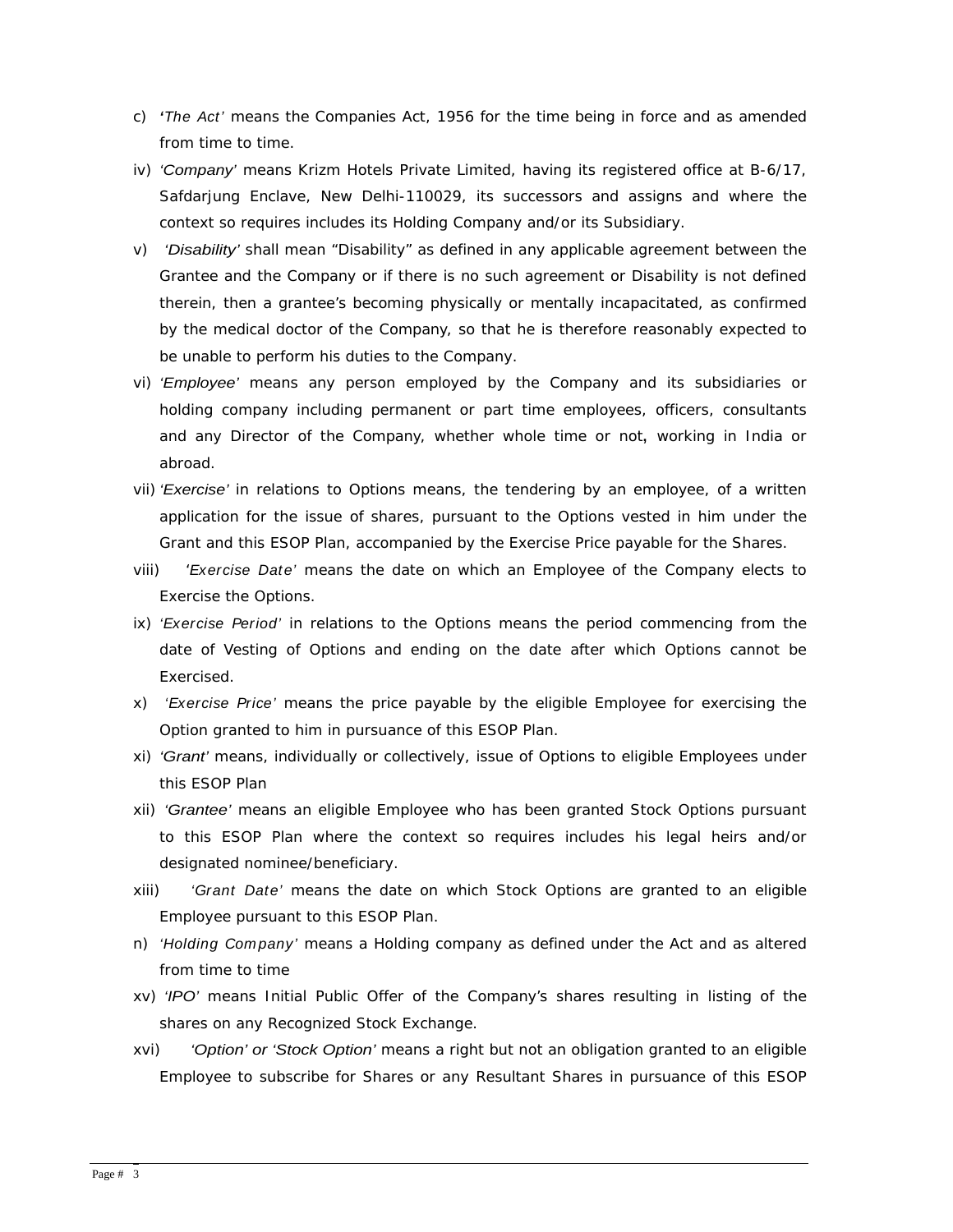c) *'The Act'* means the Companies Act, 1956 for the time being in force and as amended from time to time.

iv) *'Company'* means Krizm Hotels Private Limited, having its registered office at B-6/17, Safdarjung Enclave, New Delhi-110029, its successors and assigns and where the context so requires includes its Holding Company and/or its Subsidiary.

v) *'Disability'* shall mean "Disability" as defined in any applicable agreement between the Grantee and the Company or if there is no such agreement or Disability is not defined therein, then a grantee's becoming physically or mentally incapacitated, as confirmed by the medical doctor of the Company, so that he is therefore reasonably expected to be unable to perform his duties to the Company.

vi) *'Employee'* means any person employed by the Company and its subsidiaries or holding company including permanent or part time employees, officers, consultants and any Director of the Company, whether whole time or not**,** working in India or abroad.

vii) *'Exercise'* in relations to Options means, the tendering by an employee, of a written application for the issue of shares, pursuant to the Options vested in him under the Grant and this ESOP Plan, accompanied by the Exercise Price payable for the Shares.

viii) *'Exercise Date'* means the date on which an Employee of the Company elects to Exercise the Options.

ix) *'Exercise Period'* in relations to the Options means the period commencing from the date of Vesting of Options and ending on the date after which Options cannot be Exercised.

x) *'Exercise Price'* means the price payable by the eligible Employee for exercising the Option granted to him in pursuance of this ESOP Plan.

xi) *'Grant'* means, individually or collectively, issue of Options to eligible Employees under this ESOP Plan

xii) *'Grantee'* means an eligible Employee who has been granted Stock Options pursuant to this ESOP Plan where the context so requires includes his legal heirs and/or designated nominee/beneficiary.

xiii) *'Grant Date'* means the date on which Stock Options are granted to an eligible Employee pursuant to this ESOP Plan.

n) *'Holding Company'* means a Holding company as defined under the Act and as altered from time to time

xv) *'IPO'* means Initial Public Offer of the Company's shares resulting in listing of the shares on any Recognized Stock Exchange.

xvi) *'Option' or 'Stock Option'* means a right but not an obligation granted to an eligible Employee to subscribe for Shares or any Resultant Shares in pursuance of this ESOP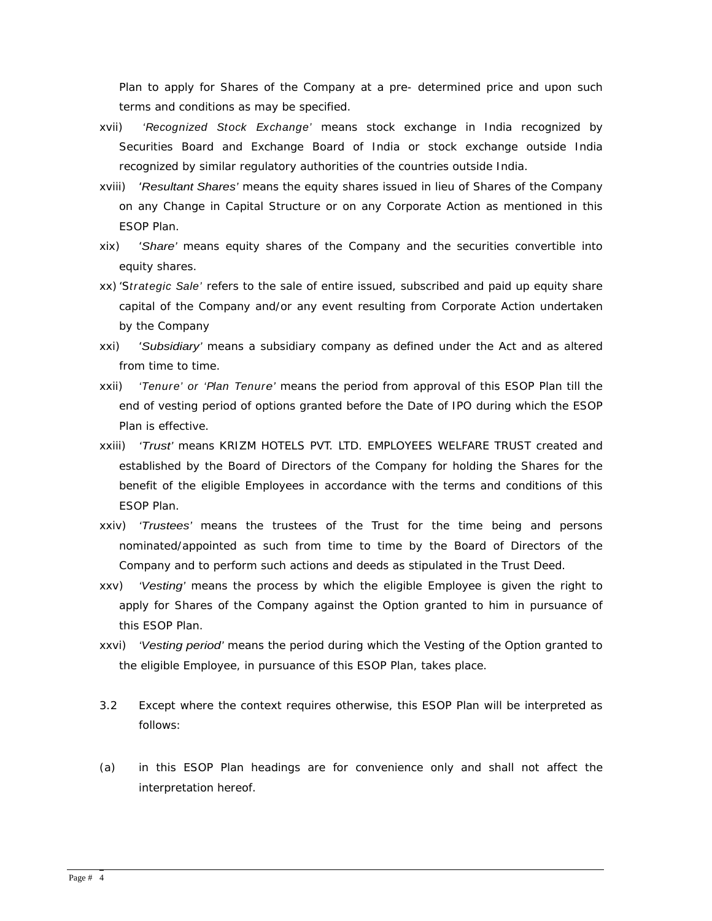Plan to apply for Shares of the Company at a pre- determined price and upon such terms and conditions as may be specified.

xvii) *'Recognized Stock Exchange'* means stock exchange in India recognized by Securities Board and Exchange Board of India or stock exchange outside India recognized by similar regulatory authorities of the countries outside India.

xviii) *'Resultant Shares'* means the equity shares issued in lieu of Shares of the Company on any Change in Capital Structure or on any Corporate Action as mentioned in this ESOP Plan.

xix) *'Share'* means equity shares of the Company and the securities convertible into equity shares.

xx) *'Strategic Sale'* refers to the sale of entire issued, subscribed and paid up equity share capital of the Company and/or any event resulting from Corporate Action undertaken by the Company

xxi) *'Subsidiary'* means a subsidiary company as defined under the Act and as altered from time to time.

xxii) *'Tenure' or 'Plan Tenure'* means the period from approval of this ESOP Plan till the end of vesting period of options granted before the Date of IPO during which the ESOP Plan is effective.

xxiii) *'Trust'* means KRIZM HOTELS PVT. LTD. EMPLOYEES WELFARE TRUST created and established by the Board of Directors of the Company for holding the Shares for the benefit of the eligible Employees in accordance with the terms and conditions of this ESOP Plan.

xxiv) *'Trustees'* means the trustees of the Trust for the time being and persons nominated/appointed as such from time to time by the Board of Directors of the Company and to perform such actions and deeds as stipulated in the Trust Deed.

xxv) *'Vesting'* means the process by which the eligible Employee is given the right to apply for Shares of the Company against the Option granted to him in pursuance of this ESOP Plan.

xxvi) *'Vesting period'* means the period during which the Vesting of the Option granted to the eligible Employee, in pursuance of this ESOP Plan, takes place.

3.2 Except where the context requires otherwise, this ESOP Plan will be interpreted as follows:

(a) in this ESOP Plan headings are for convenience only and shall not affect the interpretation hereof.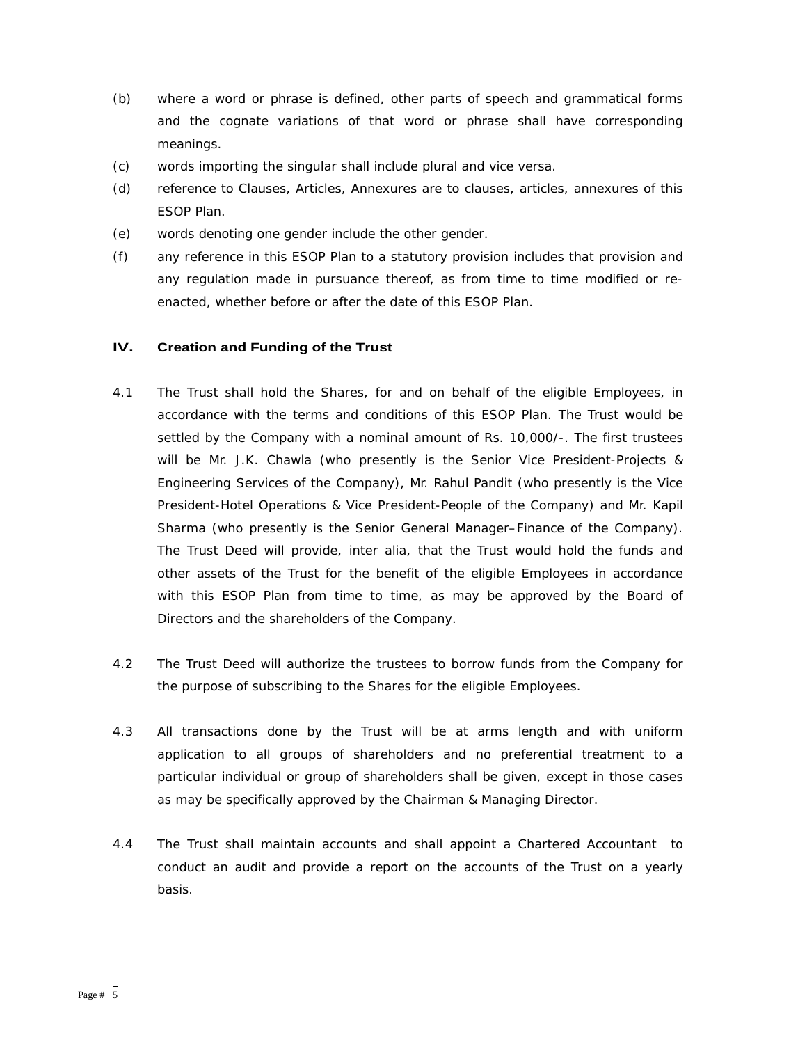(b) where a word or phrase is defined, other parts of speech and grammatical forms and the cognate variations of that word or phrase shall have corresponding meanings.

(c) words importing the singular shall include plural and vice versa.

(d) reference to Clauses, Articles, Annexures are to clauses, articles, annexures of this ESOP Plan.

(e) words denoting one gender include the other gender.

(f) any reference in this ESOP Plan to a statutory provision includes that provision and any regulation made in pursuance thereof, as from time to time modified or re-enacted, whether before or after the date of this ESOP Plan.

## IV. Creation and Funding of the Trust

4.1 The Trust shall hold the Shares, for and on behalf of the eligible Employees, in accordance with the terms and conditions of this ESOP Plan. The Trust would be settled by the Company with a nominal amount of Rs. 10,000/-. The first trustees will be Mr. J.K. Chawla (who presently is the Senior Vice President-Projects & Engineering Services of the Company), Mr. Rahul Pandit (who presently is the Vice President-Hotel Operations & Vice President-People of the Company) and Mr. Kapil Sharma (who presently is the Senior General Manager–Finance of the Company). The Trust Deed will provide, inter alia, that the Trust would hold the funds and other assets of the Trust for the benefit of the eligible Employees in accordance with this ESOP Plan from time to time, as may be approved by the Board of Directors and the shareholders of the Company.

4.2 The Trust Deed will authorize the trustees to borrow funds from the Company for the purpose of subscribing to the Shares for the eligible Employees.

4.3 All transactions done by the Trust will be at arms length and with uniform application to all groups of shareholders and no preferential treatment to a particular individual or group of shareholders shall be given, except in those cases as may be specifically approved by the Chairman & Managing Director.

4.4 The Trust shall maintain accounts and shall appoint a Chartered Accountant to conduct an audit and provide a report on the accounts of the Trust on a yearly basis.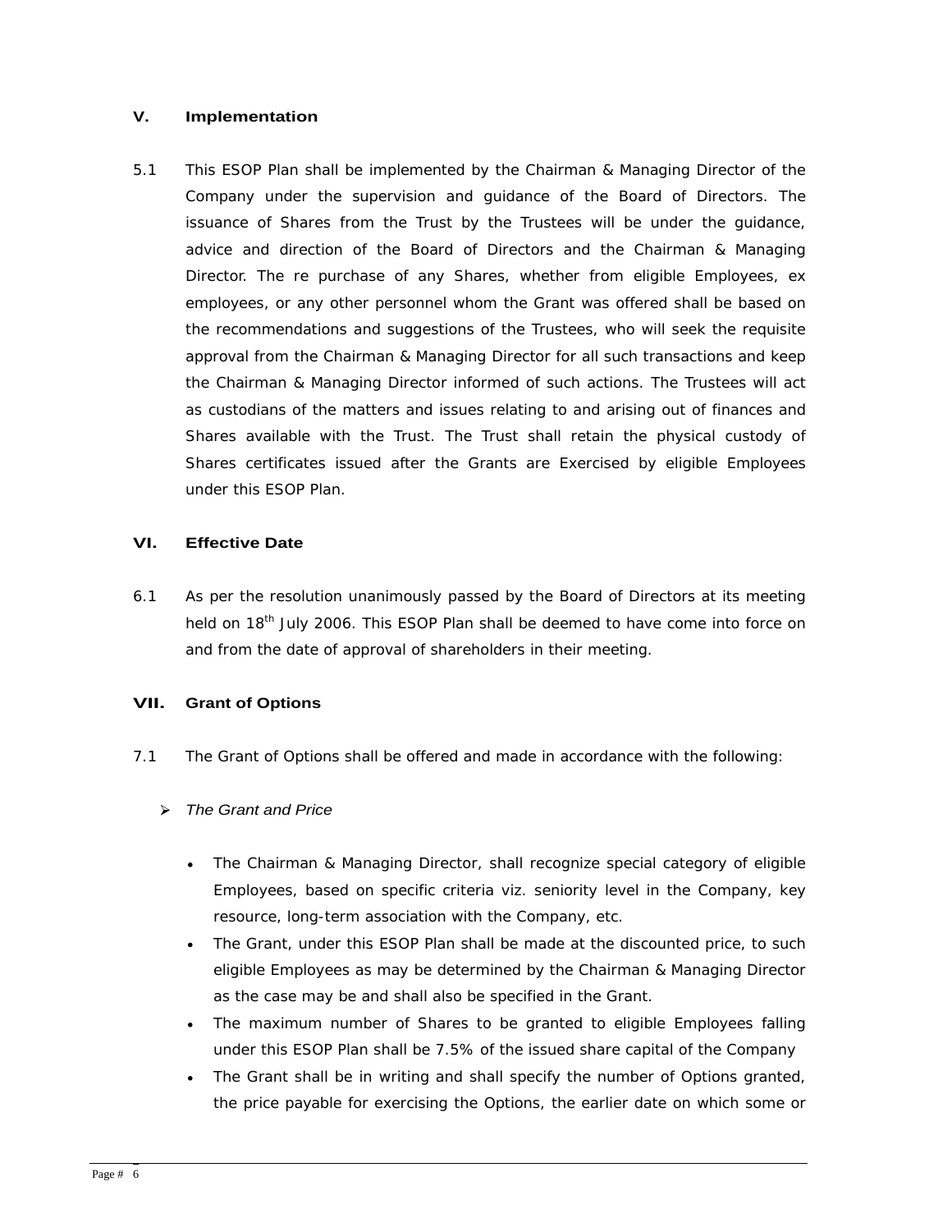## V. Implementation

5.1 This ESOP Plan shall be implemented by the Chairman & Managing Director of the Company under the supervision and guidance of the Board of Directors. The issuance of Shares from the Trust by the Trustees will be under the guidance, advice and direction of the Board of Directors and the Chairman & Managing Director. The re purchase of any Shares, whether from eligible Employees, ex employees, or any other personnel whom the Grant was offered shall be based on the recommendations and suggestions of the Trustees, who will seek the requisite approval from the Chairman & Managing Director for all such transactions and keep the Chairman & Managing Director informed of such actions. The Trustees will act as custodians of the matters and issues relating to and arising out of finances and Shares available with the Trust. The Trust shall retain the physical custody of Shares certificates issued after the Grants are Exercised by eligible Employees under this ESOP Plan.

## VI. Effective Date

6.1 As per the resolution unanimously passed by the Board of Directors at its meeting held on 18th July 2006. This ESOP Plan shall be deemed to have come into force on and from the date of approval of shareholders in their meeting.

## VII. Grant of Options

7.1 The Grant of Options shall be offered and made in accordance with the following:

- *The Grant and Price*

  - The Chairman & Managing Director, shall recognize special category of eligible Employees, based on specific criteria viz. seniority level in the Company, key resource, long-term association with the Company, etc.
  - The Grant, under this ESOP Plan shall be made at the discounted price, to such eligible Employees as may be determined by the Chairman & Managing Director as the case may be and shall also be specified in the Grant.
  - The maximum number of Shares to be granted to eligible Employees falling under this ESOP Plan shall be 7.5% of the issued share capital of the Company
  - The Grant shall be in writing and shall specify the number of Options granted, the price payable for exercising the Options, the earlier date on which some or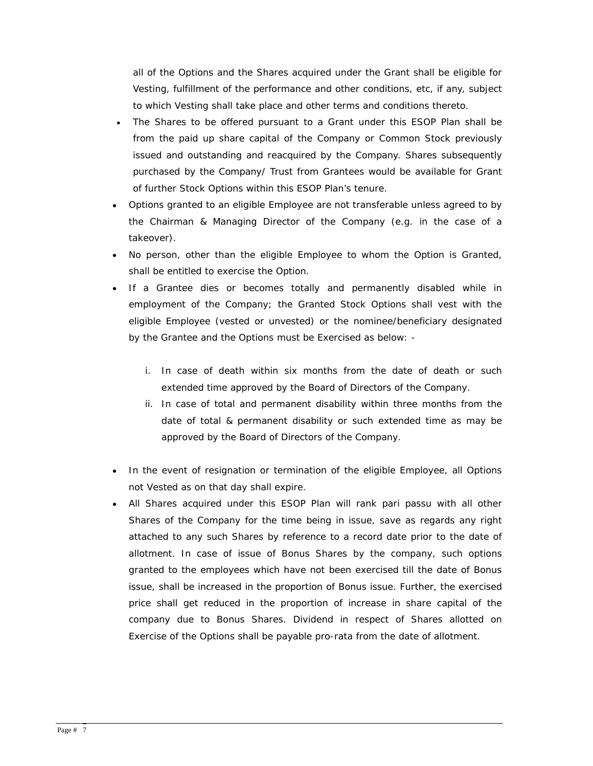all of the Options and the Shares acquired under the Grant shall be eligible for Vesting, fulfillment of the performance and other conditions, etc, if any, subject to which Vesting shall take place and other terms and conditions thereto.

- The Shares to be offered pursuant to a Grant under this ESOP Plan shall be from the paid up share capital of the Company or Common Stock previously issued and outstanding and reacquired by the Company. Shares subsequently purchased by the Company/ Trust from Grantees would be available for Grant of further Stock Options within this ESOP Plan's tenure.
- Options granted to an eligible Employee are not transferable unless agreed to by the Chairman & Managing Director of the Company (e.g. in the case of a takeover).
- No person, other than the eligible Employee to whom the Option is Granted, shall be entitled to exercise the Option.
- If a Grantee dies or becomes totally and permanently disabled while in employment of the Company; the Granted Stock Options shall vest with the eligible Employee (vested or unvested) or the nominee/beneficiary designated by the Grantee and the Options must be Exercised as below: -

  i. In case of death within six months from the date of death or such extended time approved by the Board of Directors of the Company.

  ii. In case of total and permanent disability within three months from the date of total & permanent disability or such extended time as may be approved by the Board of Directors of the Company.

- In the event of resignation or termination of the eligible Employee, all Options not Vested as on that day shall expire.
- All Shares acquired under this ESOP Plan will rank pari passu with all other Shares of the Company for the time being in issue, save as regards any right attached to any such Shares by reference to a record date prior to the date of allotment. In case of issue of Bonus Shares by the company, such options granted to the employees which have not been exercised till the date of Bonus issue, shall be increased in the proportion of Bonus issue. Further, the exercised price shall get reduced in the proportion of increase in share capital of the company due to Bonus Shares. Dividend in respect of Shares allotted on Exercise of the Options shall be payable pro-rata from the date of allotment.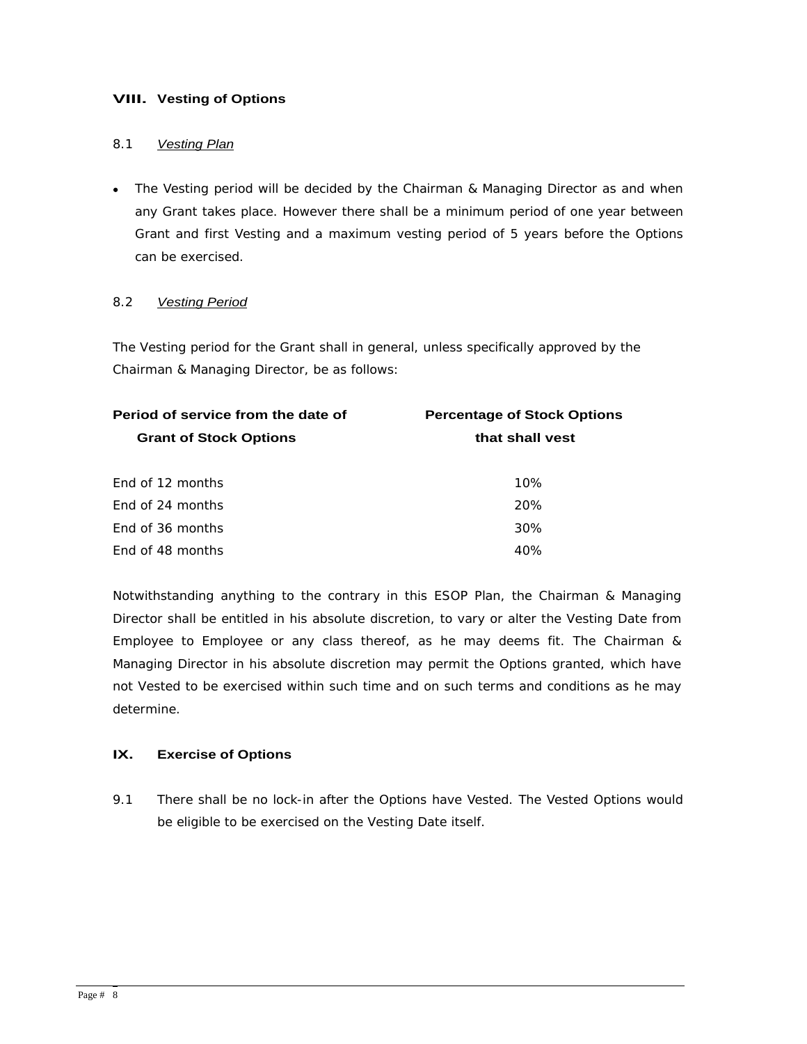## VIII. Vesting of Options

### 8.1 *Vesting Plan*

- The Vesting period will be decided by the Chairman & Managing Director as and when any Grant takes place. However there shall be a minimum period of one year between Grant and first Vesting and a maximum vesting period of 5 years before the Options can be exercised.

### 8.2 *Vesting Period*

The Vesting period for the Grant shall in general, unless specifically approved by the Chairman & Managing Director, be as follows:

| Period of service from the date of Grant of Stock Options | Percentage of Stock Options that shall vest |
|---|---|
| End of 12 months | 10% |
| End of 24 months | 20% |
| End of 36 months | 30% |
| End of 48 months | 40% |

Notwithstanding anything to the contrary in this ESOP Plan, the Chairman & Managing Director shall be entitled in his absolute discretion, to vary or alter the Vesting Date from Employee to Employee or any class thereof, as he may deems fit. The Chairman & Managing Director in his absolute discretion may permit the Options granted, which have not Vested to be exercised within such time and on such terms and conditions as he may determine.

## IX. Exercise of Options

9.1 There shall be no lock-in after the Options have Vested. The Vested Options would be eligible to be exercised on the Vesting Date itself.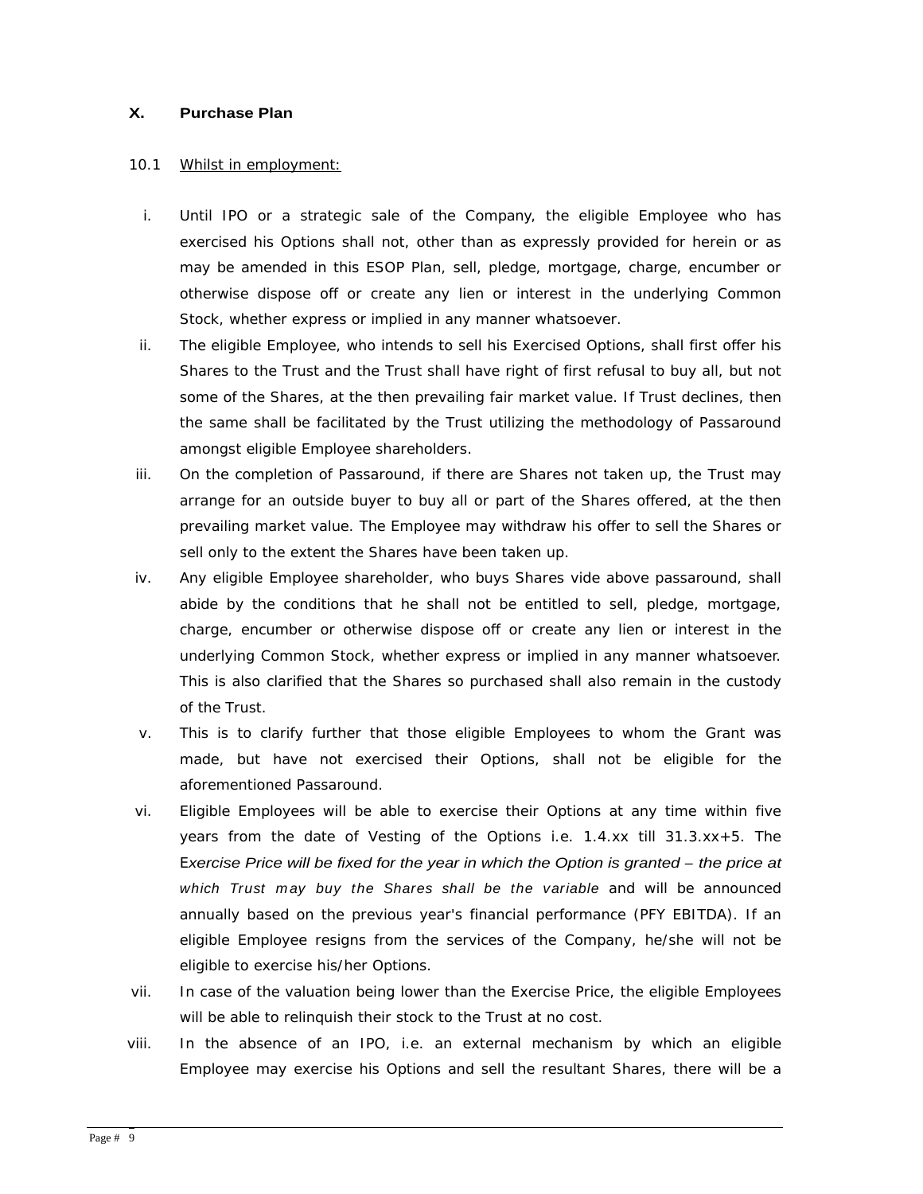## X. Purchase Plan

10.1 <u>Whilst in employment:</u>

i. Until IPO or a strategic sale of the Company, the eligible Employee who has exercised his Options shall not, other than as expressly provided for herein or as may be amended in this ESOP Plan, sell, pledge, mortgage, charge, encumber or otherwise dispose off or create any lien or interest in the underlying Common Stock, whether express or implied in any manner whatsoever.

ii. The eligible Employee, who intends to sell his Exercised Options, shall first offer his Shares to the Trust and the Trust shall have right of first refusal to buy all, but not some of the Shares, at the then prevailing fair market value. If Trust declines, then the same shall be facilitated by the Trust utilizing the methodology of Passaround amongst eligible Employee shareholders.

iii. On the completion of Passaround, if there are Shares not taken up, the Trust may arrange for an outside buyer to buy all or part of the Shares offered, at the then prevailing market value. The Employee may withdraw his offer to sell the Shares or sell only to the extent the Shares have been taken up.

iv. Any eligible Employee shareholder, who buys Shares vide above passaround, shall abide by the conditions that he shall not be entitled to sell, pledge, mortgage, charge, encumber or otherwise dispose off or create any lien or interest in the underlying Common Stock, whether express or implied in any manner whatsoever. This is also clarified that the Shares so purchased shall also remain in the custody of the Trust.

v. This is to clarify further that those eligible Employees to whom the Grant was made, but have not exercised their Options, shall not be eligible for the aforementioned Passaround.

vi. Eligible Employees will be able to exercise their Options at any time within five years from the date of Vesting of the Options i.e. 1.4.xx till 31.3.xx+5. The E*xercise Price will be fixed for the year in which the Option is granted – the price at which Trust may buy the Shares shall be the variable* and will be announced annually based on the previous year's financial performance (PFY EBITDA). If an eligible Employee resigns from the services of the Company, he/she will not be eligible to exercise his/her Options.

vii. In case of the valuation being lower than the Exercise Price, the eligible Employees will be able to relinquish their stock to the Trust at no cost.

viii. In the absence of an IPO, i.e. an external mechanism by which an eligible Employee may exercise his Options and sell the resultant Shares, there will be a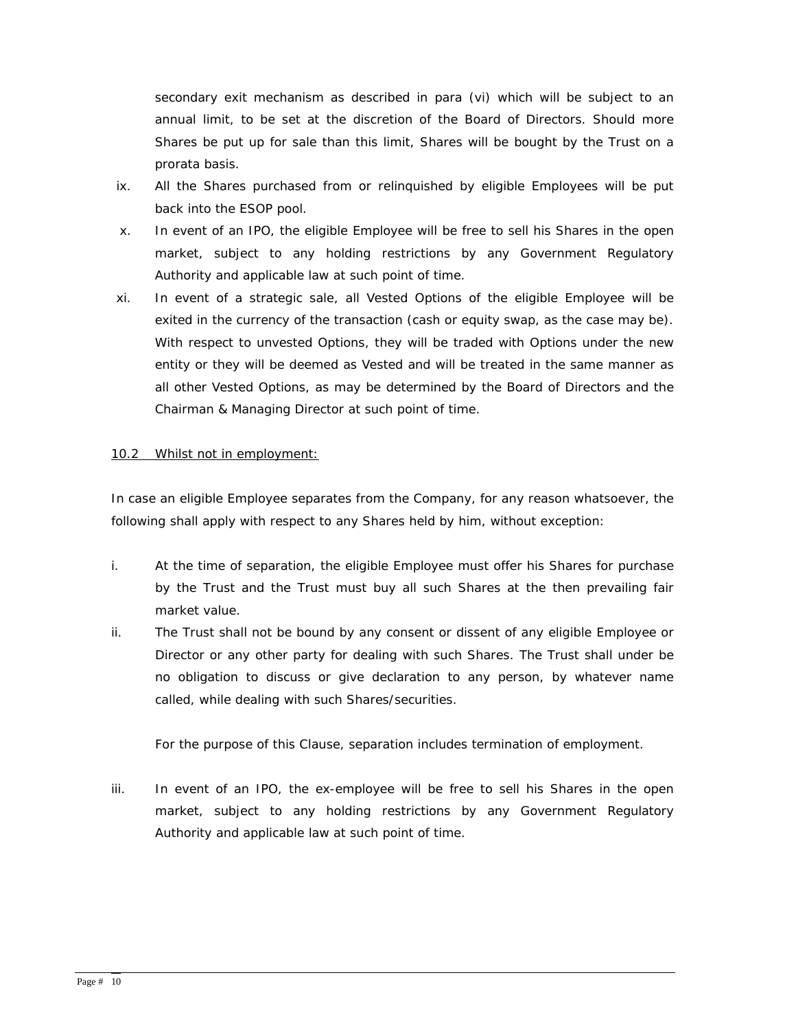secondary exit mechanism as described in para (vi) which will be subject to an annual limit, to be set at the discretion of the Board of Directors. Should more Shares be put up for sale than this limit, Shares will be bought by the Trust on a prorata basis.

ix. All the Shares purchased from or relinquished by eligible Employees will be put back into the ESOP pool.

x. In event of an IPO, the eligible Employee will be free to sell his Shares in the open market, subject to any holding restrictions by any Government Regulatory Authority and applicable law at such point of time.

xi. In event of a strategic sale, all Vested Options of the eligible Employee will be exited in the currency of the transaction (cash or equity swap, as the case may be). With respect to unvested Options, they will be traded with Options under the new entity or they will be deemed as Vested and will be treated in the same manner as all other Vested Options, as may be determined by the Board of Directors and the Chairman & Managing Director at such point of time.

10.2 Whilst not in employment:

In case an eligible Employee separates from the Company, for any reason whatsoever, the following shall apply with respect to any Shares held by him, without exception:

i. At the time of separation, the eligible Employee must offer his Shares for purchase by the Trust and the Trust must buy all such Shares at the then prevailing fair market value.

ii. The Trust shall not be bound by any consent or dissent of any eligible Employee or Director or any other party for dealing with such Shares. The Trust shall under be no obligation to discuss or give declaration to any person, by whatever name called, while dealing with such Shares/securities.

For the purpose of this Clause, separation includes termination of employment.

iii. In event of an IPO, the ex-employee will be free to sell his Shares in the open market, subject to any holding restrictions by any Government Regulatory Authority and applicable law at such point of time.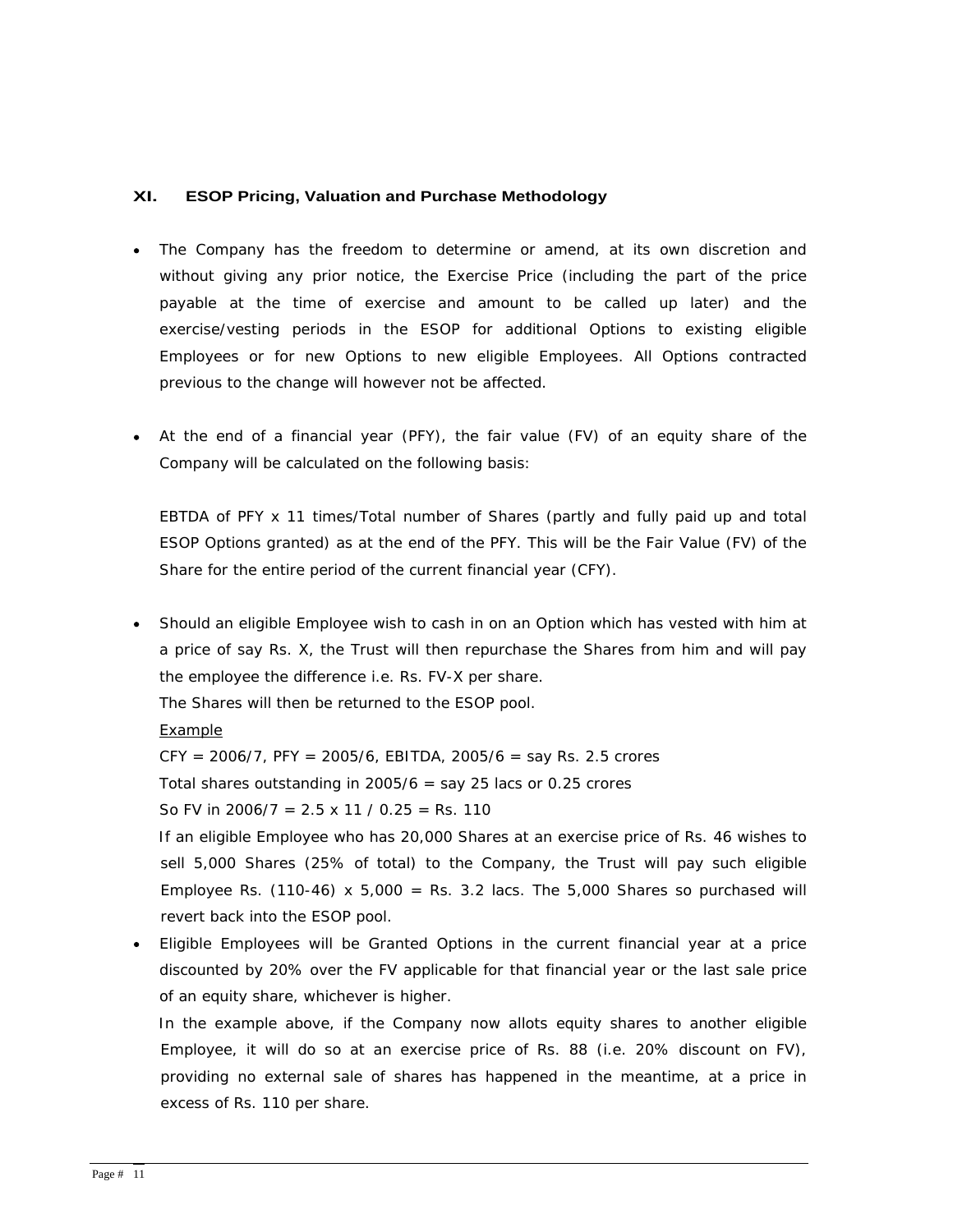## XI. ESOP Pricing, Valuation and Purchase Methodology

- The Company has the freedom to determine or amend, at its own discretion and without giving any prior notice, the Exercise Price (including the part of the price payable at the time of exercise and amount to be called up later) and the exercise/vesting periods in the ESOP for additional Options to existing eligible Employees or for new Options to new eligible Employees. All Options contracted previous to the change will however not be affected.

- At the end of a financial year (PFY), the fair value (FV) of an equity share of the Company will be calculated on the following basis:

  EBTDA of PFY x 11 times/Total number of Shares (partly and fully paid up and total ESOP Options granted) as at the end of the PFY. This will be the Fair Value (FV) of the Share for the entire period of the current financial year (CFY).

- Should an eligible Employee wish to cash in on an Option which has vested with him at a price of say Rs. X, the Trust will then repurchase the Shares from him and will pay the employee the difference i.e. Rs. FV-X per share.

  The Shares will then be returned to the ESOP pool.

  <u>Example</u>

  CFY = 2006/7, PFY = 2005/6, EBITDA, 2005/6 = say Rs. 2.5 crores

  Total shares outstanding in 2005/6 = say 25 lacs or 0.25 crores

  So FV in 2006/7 = 2.5 x 11 / 0.25 = Rs. 110

  If an eligible Employee who has 20,000 Shares at an exercise price of Rs. 46 wishes to sell 5,000 Shares (25% of total) to the Company, the Trust will pay such eligible Employee Rs. (110-46) x 5,000 = Rs. 3.2 lacs. The 5,000 Shares so purchased will revert back into the ESOP pool.

- Eligible Employees will be Granted Options in the current financial year at a price discounted by 20% over the FV applicable for that financial year or the last sale price of an equity share, whichever is higher.

  In the example above, if the Company now allots equity shares to another eligible Employee, it will do so at an exercise price of Rs. 88 (i.e. 20% discount on FV), providing no external sale of shares has happened in the meantime, at a price in excess of Rs. 110 per share.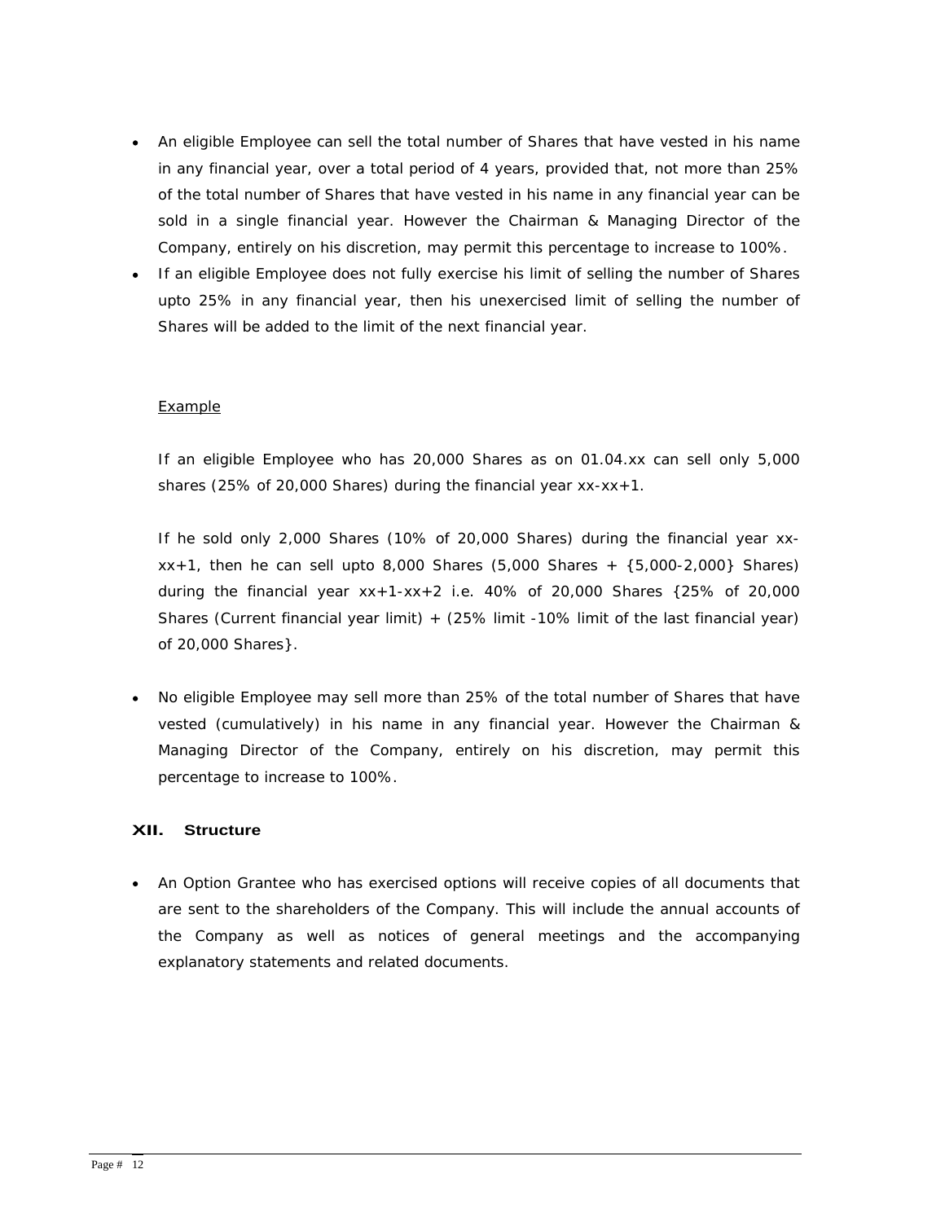- An eligible Employee can sell the total number of Shares that have vested in his name in any financial year, over a total period of 4 years, provided that, not more than 25% of the total number of Shares that have vested in his name in any financial year can be sold in a single financial year. However the Chairman & Managing Director of the Company, entirely on his discretion, may permit this percentage to increase to 100%.
- If an eligible Employee does not fully exercise his limit of selling the number of Shares upto 25% in any financial year, then his unexercised limit of selling the number of Shares will be added to the limit of the next financial year.

<u>Example</u>

If an eligible Employee who has 20,000 Shares as on 01.04.xx can sell only 5,000 shares (25% of 20,000 Shares) during the financial year xx-xx+1.

If he sold only 2,000 Shares (10% of 20,000 Shares) during the financial year xx-xx+1, then he can sell upto 8,000 Shares (5,000 Shares + {5,000-2,000} Shares) during the financial year xx+1-xx+2 i.e. 40% of 20,000 Shares {25% of 20,000 Shares (Current financial year limit) + (25% limit -10% limit of the last financial year) of 20,000 Shares}.

- No eligible Employee may sell more than 25% of the total number of Shares that have vested (cumulatively) in his name in any financial year. However the Chairman & Managing Director of the Company, entirely on his discretion, may permit this percentage to increase to 100%.

## XII. Structure

- An Option Grantee who has exercised options will receive copies of all documents that are sent to the shareholders of the Company. This will include the annual accounts of the Company as well as notices of general meetings and the accompanying explanatory statements and related documents.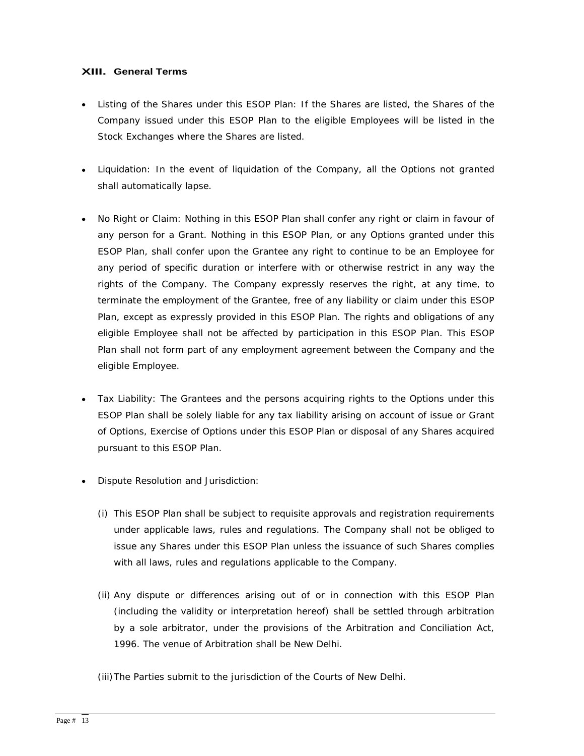## XIII. General Terms

- Listing of the Shares under this ESOP Plan: If the Shares are listed, the Shares of the Company issued under this ESOP Plan to the eligible Employees will be listed in the Stock Exchanges where the Shares are listed.

- Liquidation: In the event of liquidation of the Company, all the Options not granted shall automatically lapse.

- No Right or Claim: Nothing in this ESOP Plan shall confer any right or claim in favour of any person for a Grant. Nothing in this ESOP Plan, or any Options granted under this ESOP Plan, shall confer upon the Grantee any right to continue to be an Employee for any period of specific duration or interfere with or otherwise restrict in any way the rights of the Company. The Company expressly reserves the right, at any time, to terminate the employment of the Grantee, free of any liability or claim under this ESOP Plan, except as expressly provided in this ESOP Plan. The rights and obligations of any eligible Employee shall not be affected by participation in this ESOP Plan. This ESOP Plan shall not form part of any employment agreement between the Company and the eligible Employee.

- Tax Liability: The Grantees and the persons acquiring rights to the Options under this ESOP Plan shall be solely liable for any tax liability arising on account of issue or Grant of Options, Exercise of Options under this ESOP Plan or disposal of any Shares acquired pursuant to this ESOP Plan.

- Dispute Resolution and Jurisdiction:

  (i) This ESOP Plan shall be subject to requisite approvals and registration requirements under applicable laws, rules and regulations. The Company shall not be obliged to issue any Shares under this ESOP Plan unless the issuance of such Shares complies with all laws, rules and regulations applicable to the Company.

  (ii) Any dispute or differences arising out of or in connection with this ESOP Plan (including the validity or interpretation hereof) shall be settled through arbitration by a sole arbitrator, under the provisions of the Arbitration and Conciliation Act, 1996. The venue of Arbitration shall be New Delhi.

  (iii) The Parties submit to the jurisdiction of the Courts of New Delhi.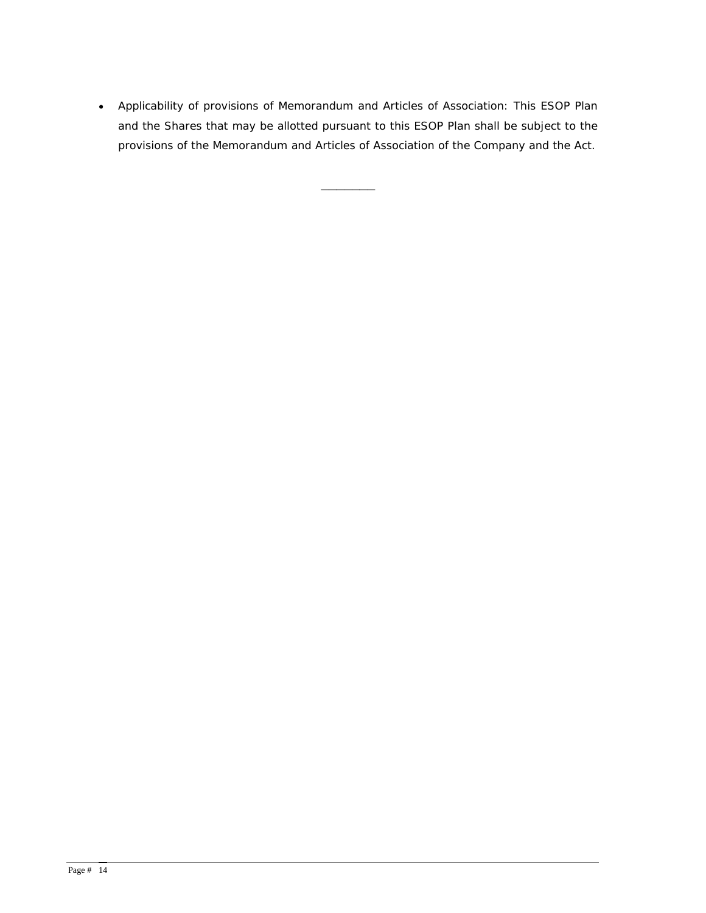- Applicability of provisions of Memorandum and Articles of Association: This ESOP Plan and the Shares that may be allotted pursuant to this ESOP Plan shall be subject to the provisions of the Memorandum and Articles of Association of the Company and the Act.

---